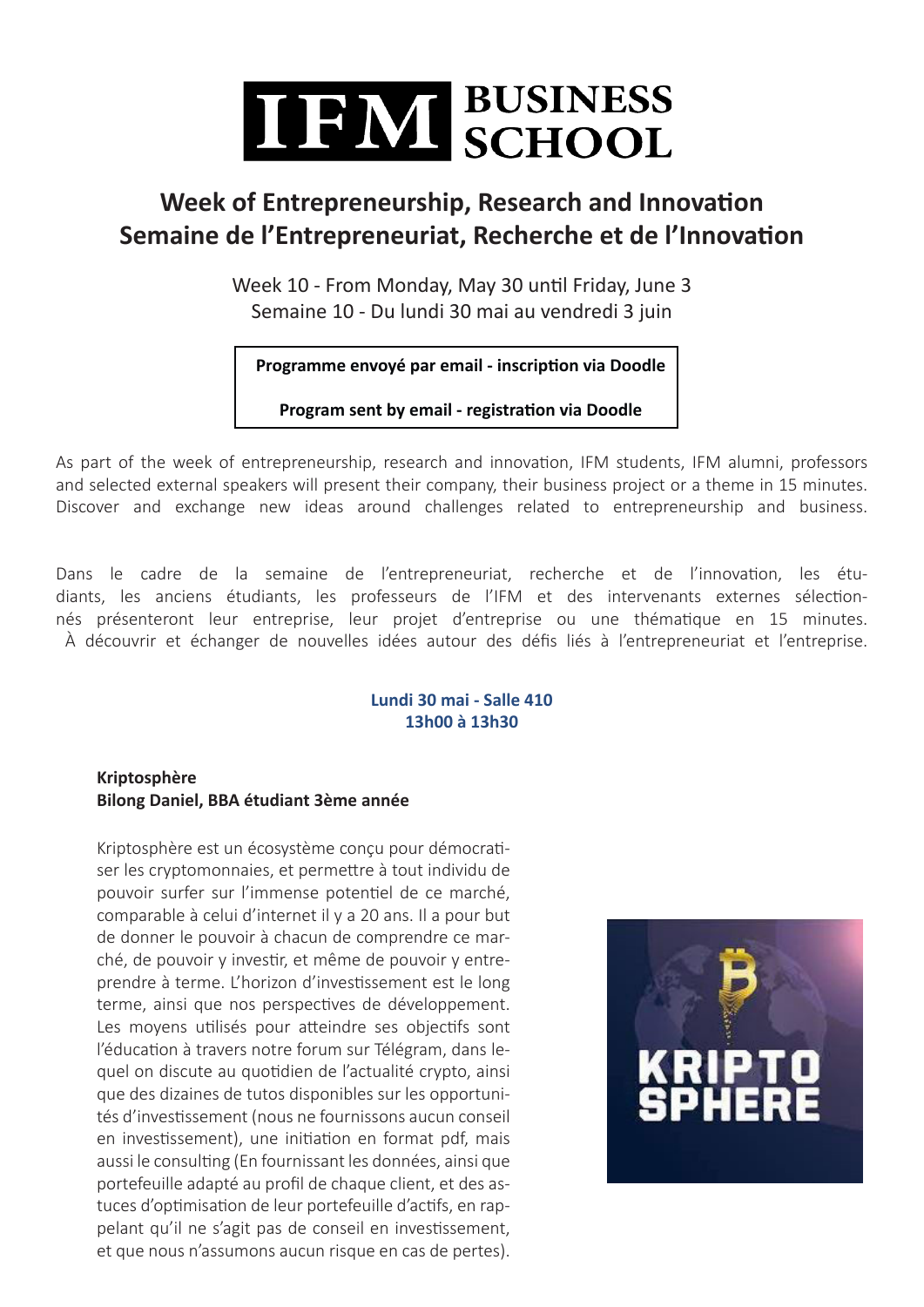# IFM BUSINESS SCHOOL

## Week of Entrepreneurship, Research and Innovation
## Semaine de l'Entrepreneuriat, Recherche et de l'Innovation

Week 10 - From Monday, May 30 until Friday, June 3
Semaine 10 - Du lundi 30 mai au vendredi 3 juin

**Programme envoyé par email - inscription via Doodle**

**Program sent by email - registration via Doodle**

As part of the week of entrepreneurship, research and innovation, IFM students, IFM alumni, professors and selected external speakers will present their company, their business project or a theme in 15 minutes. Discover and exchange new ideas around challenges related to entrepreneurship and business.

Dans le cadre de la semaine de l'entrepreneuriat, recherche et de l'innovation, les étudiants, les anciens étudiants, les professeurs de l'IFM et des intervenants externes sélectionnés présenteront leur entreprise, leur projet d'entreprise ou une thématique en 15 minutes. À découvrir et échanger de nouvelles idées autour des défis liés à l'entrepreneuriat et l'entreprise.

**Lundi 30 mai - Salle 410**
**13h00 à 13h30**

**Kriptosphère**
**Bilong Daniel, BBA étudiant 3ème année**

Kriptosphère est un écosystème conçu pour démocratiser les cryptomonnaies, et permettre à tout individu de pouvoir surfer sur l'immense potentiel de ce marché, comparable à celui d'internet il y a 20 ans. Il a pour but de donner le pouvoir à chacun de comprendre ce marché, de pouvoir y investir, et même de pouvoir y entreprendre à terme. L'horizon d'investissement est le long terme, ainsi que nos perspectives de développement. Les moyens utilisés pour atteindre ses objectifs sont l'éducation à travers notre forum sur Télégram, dans lequel on discute au quotidien de l'actualité crypto, ainsi que des dizaines de tutos disponibles sur les opportunités d'investissement (nous ne fournissons aucun conseil en investissement), une initiation en format pdf, mais aussi le consulting (En fournissant les données, ainsi que portefeuille adapté au profil de chaque client, et des astuces d'optimisation de leur portefeuille d'actifs, en rappelant qu'il ne s'agit pas de conseil en investissement, et que nous n'assumons aucun risque en cas de pertes).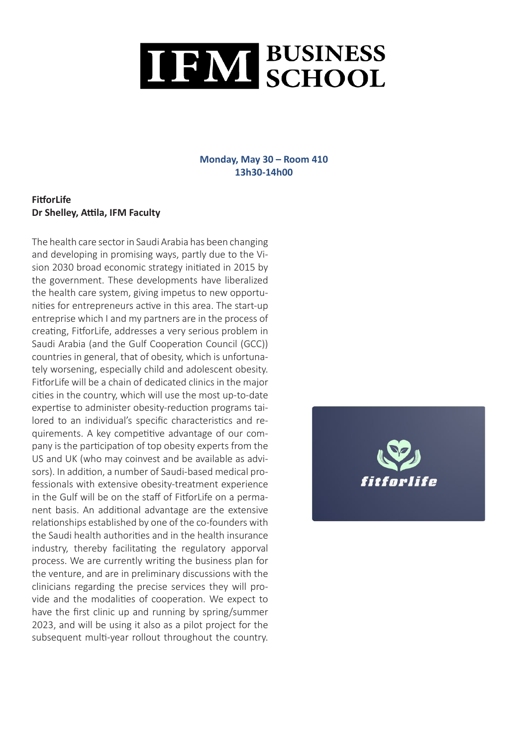**Monday, May 30 – Room 410**
**13h30-14h00**

**FitforLife**
**Dr Shelley, Attila, IFM Faculty**

The health care sector in Saudi Arabia has been changing and developing in promising ways, partly due to the Vision 2030 broad economic strategy initiated in 2015 by the government. These developments have liberalized the health care system, giving impetus to new opportunities for entrepreneurs active in this area. The start-up entreprise which I and my partners are in the process of creating, FitforLife, addresses a very serious problem in Saudi Arabia (and the Gulf Cooperation Council (GCC)) countries in general, that of obesity, which is unfortunately worsening, especially child and adolescent obesity. FitforLife will be a chain of dedicated clinics in the major cities in the country, which will use the most up-to-date expertise to administer obesity-reduction programs tailored to an individual's specific characteristics and requirements. A key competitive advantage of our company is the participation of top obesity experts from the US and UK (who may coinvest and be available as advisors). In addition, a number of Saudi-based medical professionals with extensive obesity-treatment experience in the Gulf will be on the staff of FitforLife on a permanent basis. An additional advantage are the extensive relationships established by one of the co-founders with the Saudi health authorities and in the health insurance industry, thereby facilitating the regulatory apporval process. We are currently writing the business plan for the venture, and are in preliminary discussions with the clinicians regarding the precise services they will provide and the modalities of cooperation. We expect to have the first clinic up and running by spring/summer 2023, and will be using it also as a pilot project for the subsequent multi-year rollout throughout the country.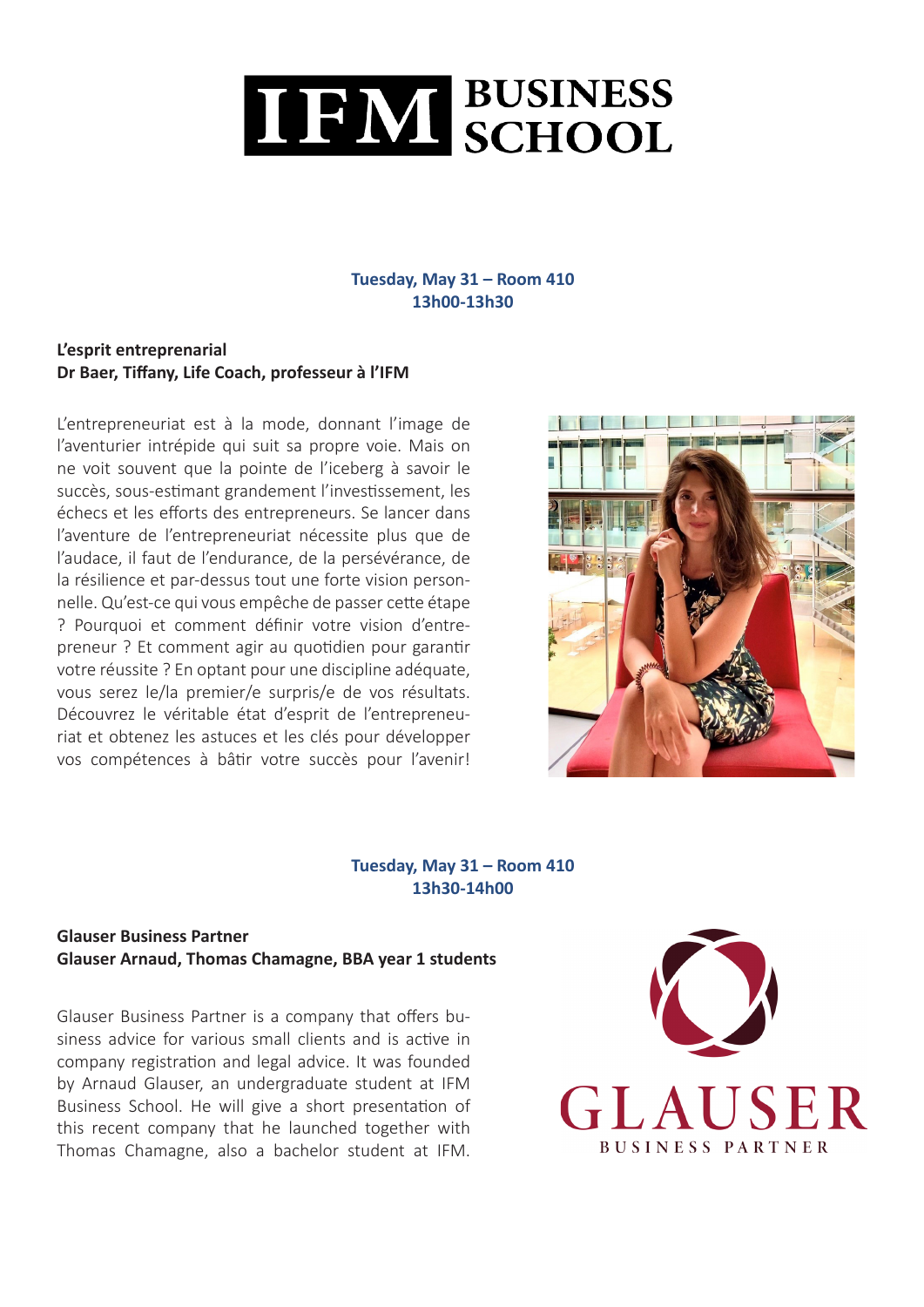**Tuesday, May 31 – Room 410**
**13h00-13h30**

**L'esprit entreprenarial**
**Dr Baer, Tiffany, Life Coach, professeur à l'IFM**

L'entrepreneuriat est à la mode, donnant l'image de l'aventurier intrépide qui suit sa propre voie. Mais on ne voit souvent que la pointe de l'iceberg à savoir le succès, sous-estimant grandement l'investissement, les échecs et les efforts des entrepreneurs. Se lancer dans l'aventure de l'entrepreneuriat nécessite plus que de l'audace, il faut de l'endurance, de la persévérance, de la résilience et par-dessus tout une forte vision personnelle. Qu'est-ce qui vous empêche de passer cette étape ? Pourquoi et comment définir votre vision d'entrepreneur ? Et comment agir au quotidien pour garantir votre réussite ? En optant pour une discipline adéquate, vous serez le/la premier/e surpris/e de vos résultats. Découvrez le véritable état d'esprit de l'entrepreneuriat et obtenez les astuces et les clés pour développer vos compétences à bâtir votre succès pour l'avenir!

**Tuesday, May 31 – Room 410**
**13h30-14h00**

**Glauser Business Partner**
**Glauser Arnaud, Thomas Chamagne, BBA year 1 students**

Glauser Business Partner is a company that offers business advice for various small clients and is active in company registration and legal advice. It was founded by Arnaud Glauser, an undergraduate student at IFM Business School. He will give a short presentation of this recent company that he launched together with Thomas Chamagne, also a bachelor student at IFM.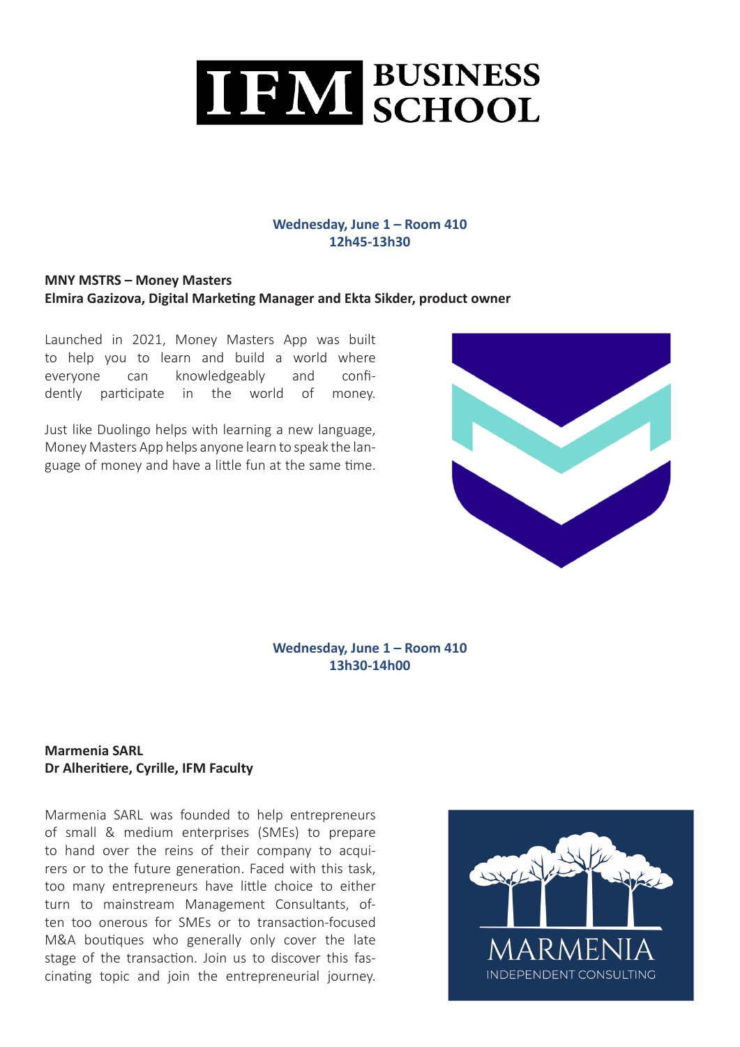**Wednesday, June 1 – Room 410**
**12h45-13h30**

**MNY MSTRS – Money Masters**
**Elmira Gazizova, Digital Marketing Manager and Ekta Sikder, product owner**

Launched in 2021, Money Masters App was built to help you to learn and build a world where everyone can knowledgeably and confidently participate in the world of money.

Just like Duolingo helps with learning a new language, Money Masters App helps anyone learn to speak the language of money and have a little fun at the same time.

**Wednesday, June 1 – Room 410**
**13h30-14h00**

**Marmenia SARL**
**Dr Alheritiere, Cyrille, IFM Faculty**

Marmenia SARL was founded to help entrepreneurs of small & medium enterprises (SMEs) to prepare to hand over the reins of their company to acquirers or to the future generation. Faced with this task, too many entrepreneurs have little choice to either turn to mainstream Management Consultants, often too onerous for SMEs or to transaction-focused M&A boutiques who generally only cover the late stage of the transaction. Join us to discover this fascinating topic and join the entrepreneurial journey.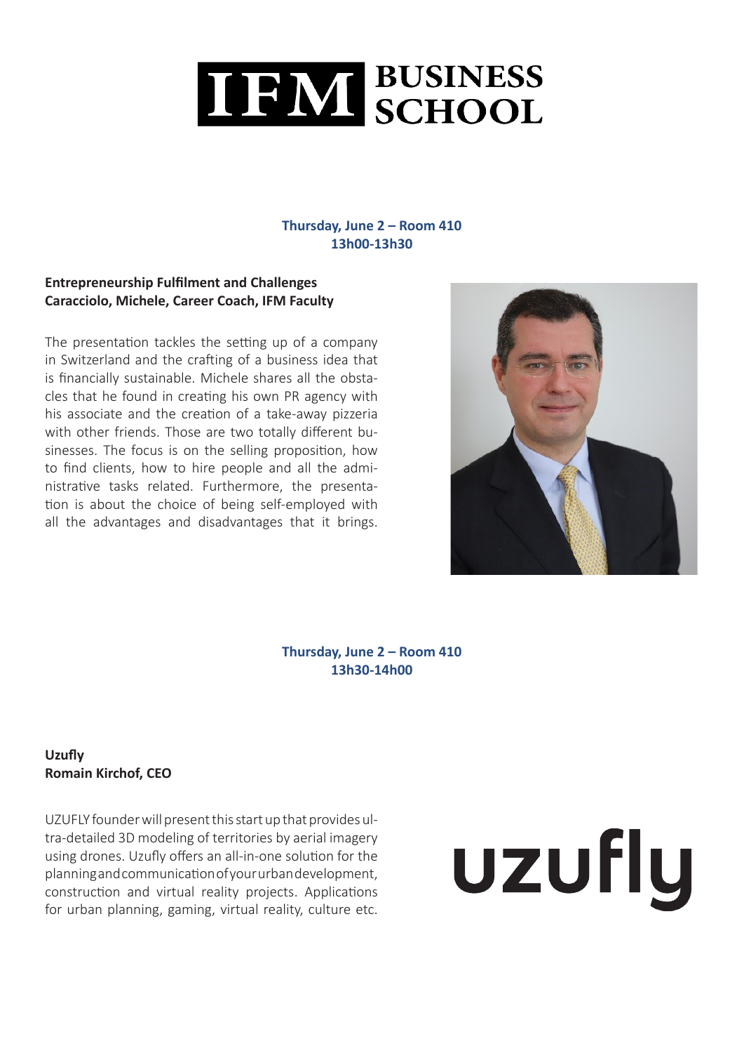**Thursday, June 2 – Room 410**
**13h00-13h30**

**Entrepreneurship Fulfilment and Challenges**
**Caracciolo, Michele, Career Coach, IFM Faculty**

The presentation tackles the setting up of a company in Switzerland and the crafting of a business idea that is financially sustainable. Michele shares all the obstacles that he found in creating his own PR agency with his associate and the creation of a take-away pizzeria with other friends. Those are two totally different businesses. The focus is on the selling proposition, how to find clients, how to hire people and all the administrative tasks related. Furthermore, the presentation is about the choice of being self-employed with all the advantages and disadvantages that it brings.

**Thursday, June 2 – Room 410**
**13h30-14h00**

**Uzufly**
**Romain Kirchof, CEO**

UZUFLY founder will present this start up that provides ultra-detailed 3D modeling of territories by aerial imagery using drones. Uzufly offers an all-in-one solution for the planning and communication of your urban development, construction and virtual reality projects. Applications for urban planning, gaming, virtual reality, culture etc.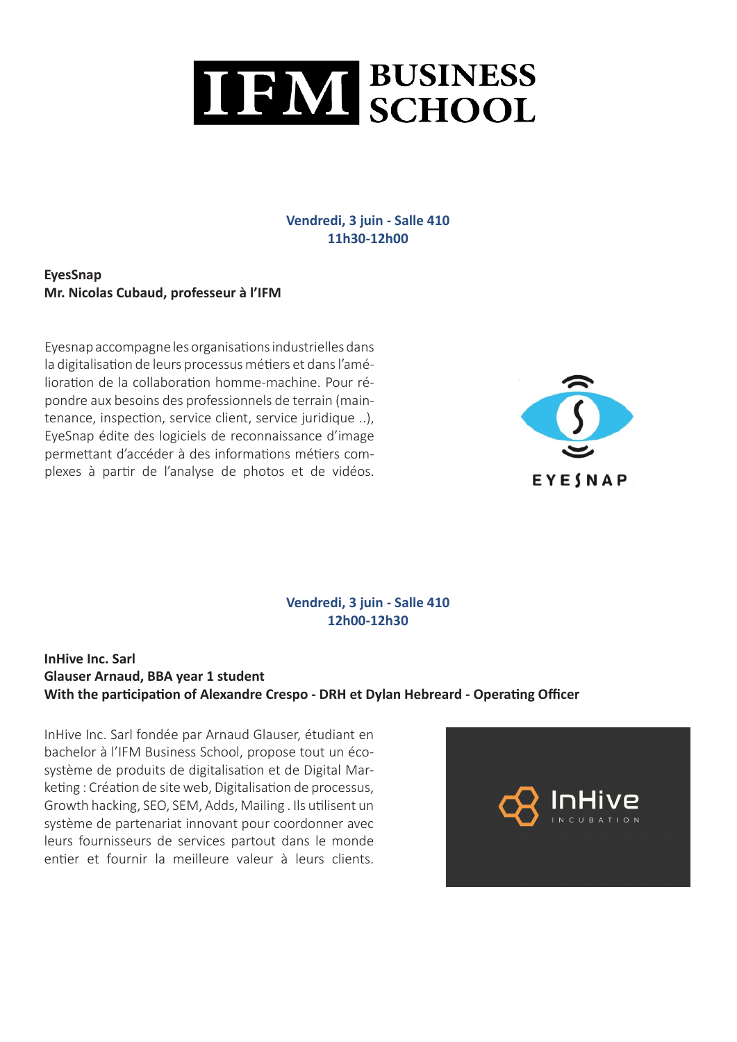# IFM BUSINESS SCHOOL

**Vendredi, 3 juin - Salle 410**
**11h30-12h00**

**EyesSnap**
**Mr. Nicolas Cubaud, professeur à l'IFM**

Eyesnap accompagne les organisations industrielles dans la digitalisation de leurs processus métiers et dans l'amélioration de la collaboration homme-machine. Pour répondre aux besoins des professionnels de terrain (maintenance, inspection, service client, service juridique ..), EyeSnap édite des logiciels de reconnaissance d'image permettant d'accéder à des informations métiers complexes à partir de l'analyse de photos et de vidéos.

**Vendredi, 3 juin - Salle 410**
**12h00-12h30**

**InHive Inc. Sarl**
**Glauser Arnaud, BBA year 1 student**
**With the participation of Alexandre Crespo - DRH et Dylan Hebreard - Operating Officer**

InHive Inc. Sarl fondée par Arnaud Glauser, étudiant en bachelor à l'IFM Business School, propose tout un écosystème de produits de digitalisation et de Digital Marketing : Création de site web, Digitalisation de processus, Growth hacking, SEO, SEM, Adds, Mailing . Ils utilisent un système de partenariat innovant pour coordonner avec leurs fournisseurs de services partout dans le monde entier et fournir la meilleure valeur à leurs clients.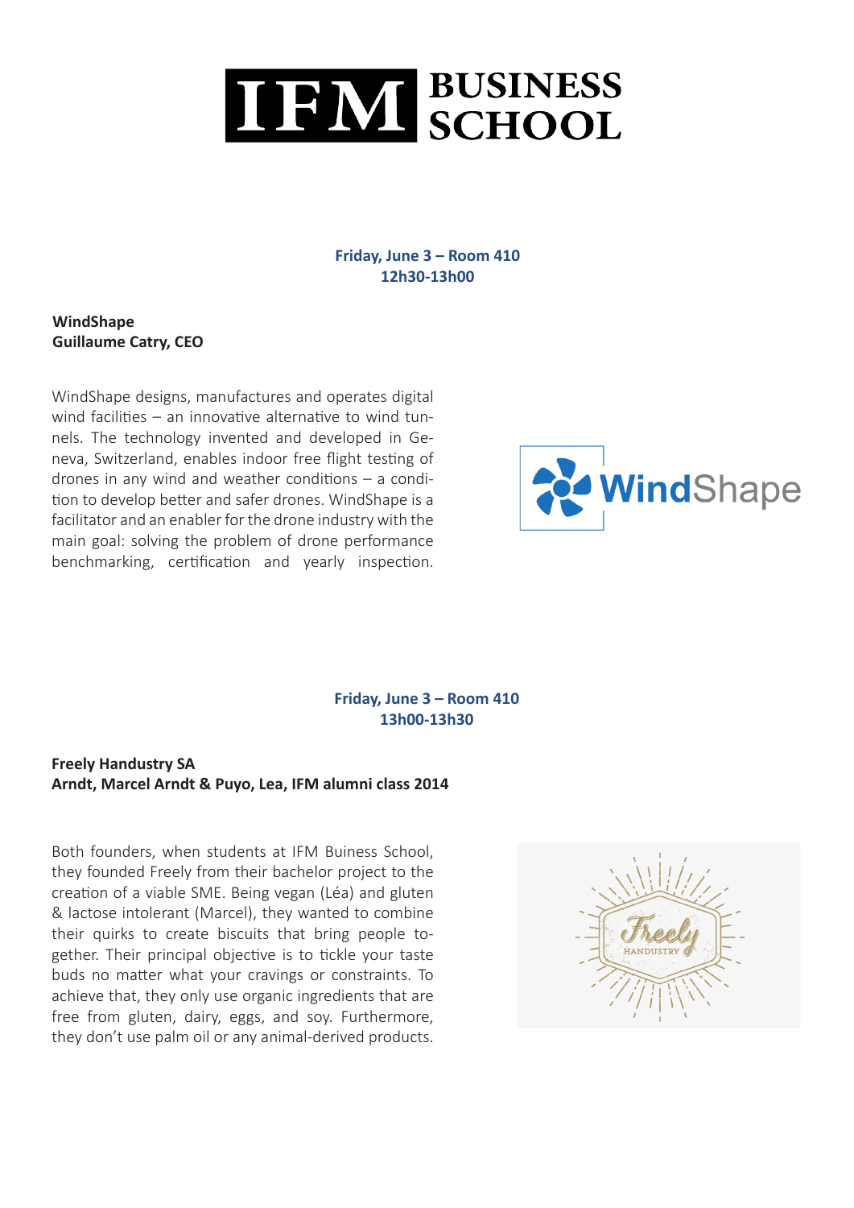**Friday, June 3 – Room 410**
**12h30-13h00**

**WindShape**
**Guillaume Catry, CEO**

WindShape designs, manufactures and operates digital wind facilities – an innovative alternative to wind tunnels. The technology invented and developed in Geneva, Switzerland, enables indoor free flight testing of drones in any wind and weather conditions – a condition to develop better and safer drones. WindShape is a facilitator and an enabler for the drone industry with the main goal: solving the problem of drone performance benchmarking, certification and yearly inspection.

**Friday, June 3 – Room 410**
**13h00-13h30**

**Freely Handustry SA**
**Arndt, Marcel Arndt & Puyo, Lea, IFM alumni class 2014**

Both founders, when students at IFM Buiness School, they founded Freely from their bachelor project to the creation of a viable SME. Being vegan (Léa) and gluten & lactose intolerant (Marcel), they wanted to combine their quirks to create biscuits that bring people together. Their principal objective is to tickle your taste buds no matter what your cravings or constraints. To achieve that, they only use organic ingredients that are free from gluten, dairy, eggs, and soy. Furthermore, they don't use palm oil or any animal-derived products.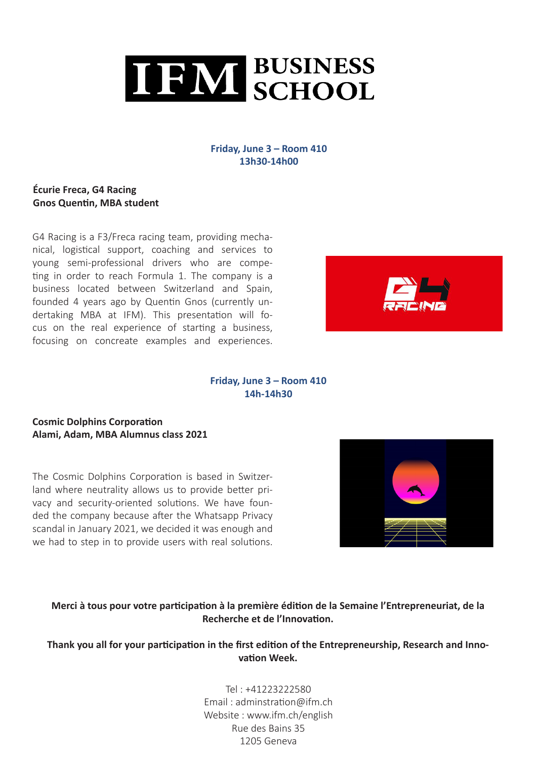# IFM BUSINESS SCHOOL

**Friday, June 3 – Room 410**
**13h30-14h00**

**Écurie Freca, G4 Racing**
**Gnos Quentin, MBA student**

G4 Racing is a F3/Freca racing team, providing mechanical, logistical support, coaching and services to young semi-professional drivers who are competing in order to reach Formula 1. The company is a business located between Switzerland and Spain, founded 4 years ago by Quentin Gnos (currently undertaking MBA at IFM). This presentation will focus on the real experience of starting a business, focusing on concreate examples and experiences.

**Friday, June 3 – Room 410**
**14h-14h30**

**Cosmic Dolphins Corporation**
**Alami, Adam, MBA Alumnus class 2021**

The Cosmic Dolphins Corporation is based in Switzerland where neutrality allows us to provide better privacy and security-oriented solutions. We have founded the company because after the Whatsapp Privacy scandal in January 2021, we decided it was enough and we had to step in to provide users with real solutions.

**Merci à tous pour votre participation à la première édition de la Semaine l'Entrepreneuriat, de la Recherche et de l'Innovation.**

**Thank you all for your participation in the first edition of the Entrepreneurship, Research and Innovation Week.**

Tel : +41223222580
Email : adminstration@ifm.ch
Website : www.ifm.ch/english
Rue des Bains 35
1205 Geneva